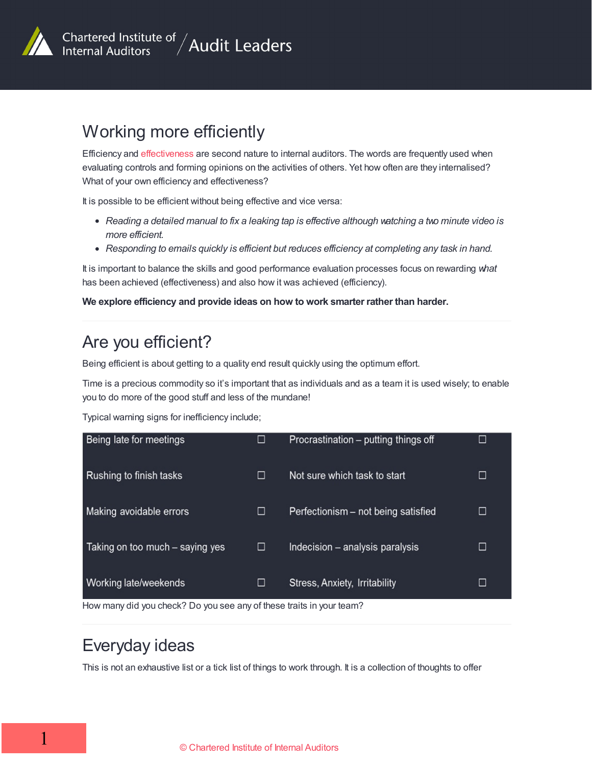# Working more efficiently

Efficiency and effectiveness are second nature to internal auditors. The words are frequently used when evaluating controls and forming opinions on the activities of others. Yet how often are they internalised? What of your own efficiency and effectiveness?

It is possible to be efficient without being effective and vice versa:

- *Reading a detailed manual to fix a leaking tap is effective although watching a two minute video is more efficient.*
- *Responding to emails quickly is efficient but reduces efficiency at completing any task in hand.*

It is important to balance the skills and good performance evaluation processes focus on rewarding *what* has been achieved (effectiveness) and also how it was achieved (efficiency).

**We explore efficiency and provide ideas on how to work smarter rather than harder.**

## Are you efficient?

Being efficient is about getting to a quality end result quickly using the optimum effort.

Time is a precious commodity so it's important that as individuals and as a team it is used wisely; to enable you to do more of the good stuff and less of the mundane!

Typical warning signs for inefficiency include;

| | | | |
|---|---|---|---|
| Being late for meetings | ☐ | Procrastination – putting things off | ☐ |
| Rushing to finish tasks | ☐ | Not sure which task to start | ☐ |
| Making avoidable errors | ☐ | Perfectionism – not being satisfied | ☐ |
| Taking on too much – saying yes | ☐ | Indecision – analysis paralysis | ☐ |
| Working late/weekends | ☐ | Stress, Anxiety, Irritability | ☐ |

How many did you check? Do you see any of these traits in your team?

## Everyday ideas

This is not an exhaustive list or a tick list of things to work through. It is a collection of thoughts to offer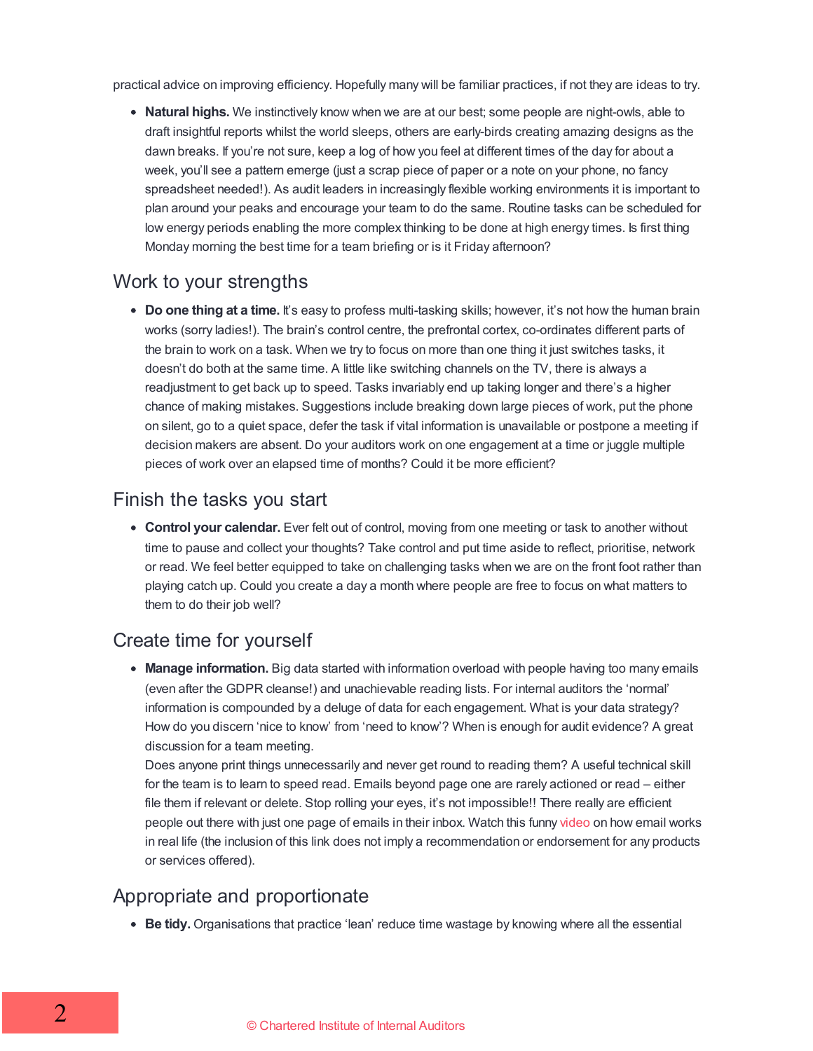practical advice on improving efficiency. Hopefully many will be familiar practices, if not they are ideas to try.

- **Natural highs.** We instinctively know when we are at our best; some people are night-owls, able to draft insightful reports whilst the world sleeps, others are early-birds creating amazing designs as the dawn breaks. If you're not sure, keep a log of how you feel at different times of the day for about a week, you'll see a pattern emerge (just a scrap piece of paper or a note on your phone, no fancy spreadsheet needed!). As audit leaders in increasingly flexible working environments it is important to plan around your peaks and encourage your team to do the same. Routine tasks can be scheduled for low energy periods enabling the more complex thinking to be done at high energy times. Is first thing Monday morning the best time for a team briefing or is it Friday afternoon?

## Work to your strengths

- **Do one thing at a time.** It's easy to profess multi-tasking skills; however, it's not how the human brain works (sorry ladies!). The brain's control centre, the prefrontal cortex, co-ordinates different parts of the brain to work on a task. When we try to focus on more than one thing it just switches tasks, it doesn't do both at the same time. A little like switching channels on the TV, there is always a readjustment to get back up to speed. Tasks invariably end up taking longer and there's a higher chance of making mistakes. Suggestions include breaking down large pieces of work, put the phone on silent, go to a quiet space, defer the task if vital information is unavailable or postpone a meeting if decision makers are absent. Do your auditors work on one engagement at a time or juggle multiple pieces of work over an elapsed time of months? Could it be more efficient?

## Finish the tasks you start

- **Control your calendar.** Ever felt out of control, moving from one meeting or task to another without time to pause and collect your thoughts? Take control and put time aside to reflect, prioritise, network or read. We feel better equipped to take on challenging tasks when we are on the front foot rather than playing catch up. Could you create a day a month where people are free to focus on what matters to them to do their job well?

## Create time for yourself

- **Manage information.** Big data started with information overload with people having too many emails (even after the GDPR cleanse!) and unachievable reading lists. For internal auditors the 'normal' information is compounded by a deluge of data for each engagement. What is your data strategy? How do you discern 'nice to know' from 'need to know'? When is enough for audit evidence? A great discussion for a team meeting.
  Does anyone print things unnecessarily and never get round to reading them? A useful technical skill for the team is to learn to speed read. Emails beyond page one are rarely actioned or read – either file them if relevant or delete. Stop rolling your eyes, it's not impossible!! There really are efficient people out there with just one page of emails in their inbox. Watch this funny video on how email works in real life (the inclusion of this link does not imply a recommendation or endorsement for any products or services offered).

## Appropriate and proportionate

- **Be tidy.** Organisations that practice 'lean' reduce time wastage by knowing where all the essential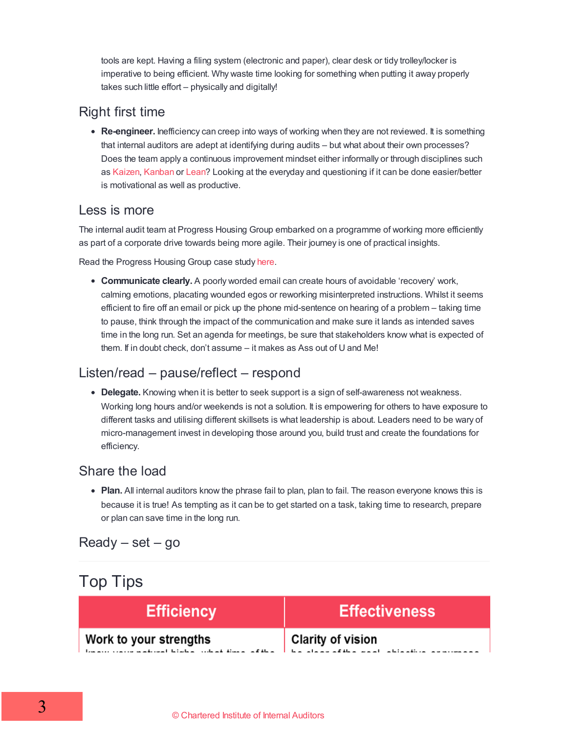tools are kept. Having a filing system (electronic and paper), clear desk or tidy trolley/locker is imperative to being efficient. Why waste time looking for something when putting it away properly takes such little effort – physically and digitally!

## Right first time

- **Re-engineer.** Inefficiency can creep into ways of working when they are not reviewed. It is something that internal auditors are adept at identifying during audits – but what about their own processes? Does the team apply a continuous improvement mindset either informally or through disciplines such as Kaizen, Kanban or Lean? Looking at the everyday and questioning if it can be done easier/better is motivational as well as productive.

## Less is more

The internal audit team at Progress Housing Group embarked on a programme of working more efficiently as part of a corporate drive towards being more agile. Their journey is one of practical insights.

Read the Progress Housing Group case study here.

- **Communicate clearly.** A poorly worded email can create hours of avoidable 'recovery' work, calming emotions, placating wounded egos or reworking misinterpreted instructions. Whilst it seems efficient to fire off an email or pick up the phone mid-sentence on hearing of a problem – taking time to pause, think through the impact of the communication and make sure it lands as intended saves time in the long run. Set an agenda for meetings, be sure that stakeholders know what is expected of them. If in doubt check, don't assume – it makes as Ass out of U and Me!

## Listen/read – pause/reflect – respond

- **Delegate.** Knowing when it is better to seek support is a sign of self-awareness not weakness. Working long hours and/or weekends is not a solution. It is empowering for others to have exposure to different tasks and utilising different skillsets is what leadership is about. Leaders need to be wary of micro-management invest in developing those around you, build trust and create the foundations for efficiency.

## Share the load

- **Plan.** All internal auditors know the phrase fail to plan, plan to fail. The reason everyone knows this is because it is true! As tempting as it can be to get started on a task, taking time to research, prepare or plan can save time in the long run.

## Ready – set – go

---

# Top Tips

| Efficiency | Effectiveness |
|---|---|
| **Work to your strengths** | **Clarity of vision** |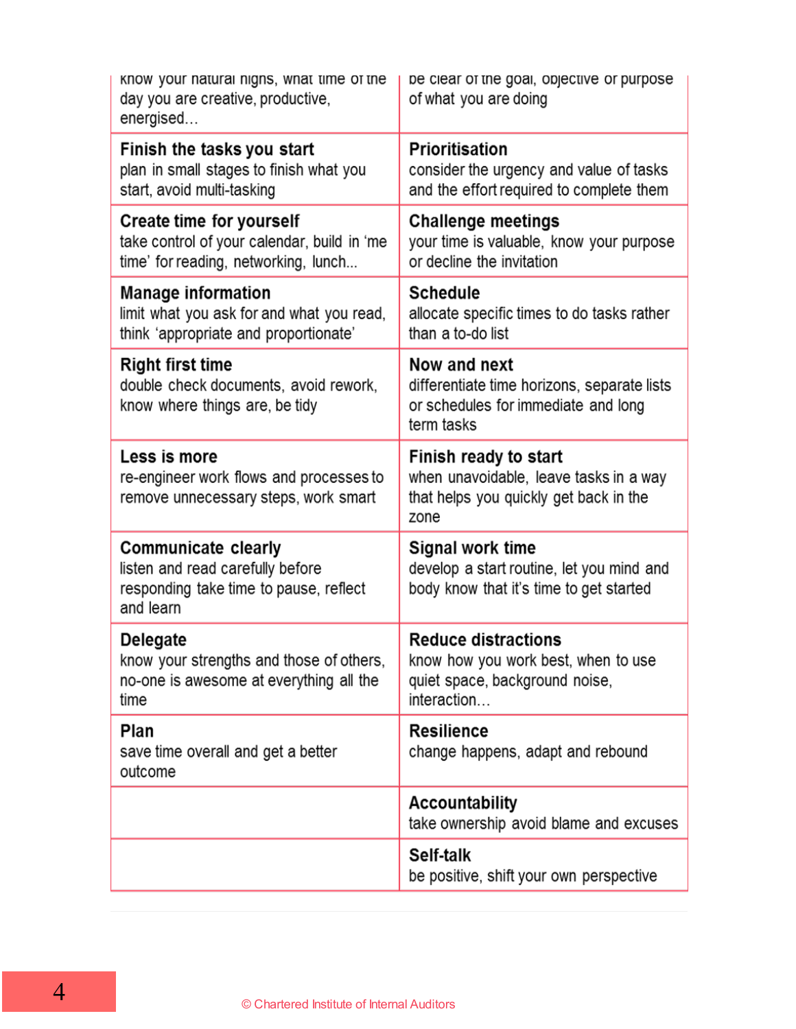| | |
|---|---|
| know your natural highs, what time of the day you are creative, productive, energised… | be clear of the goal, objective or purpose of what you are doing |
| **Finish the tasks you start**<br>plan in small stages to finish what you start, avoid multi-tasking | **Prioritisation**<br>consider the urgency and value of tasks and the effort required to complete them |
| **Create time for yourself**<br>take control of your calendar, build in 'me time' for reading, networking, lunch... | **Challenge meetings**<br>your time is valuable, know your purpose or decline the invitation |
| **Manage information**<br>limit what you ask for and what you read, think 'appropriate and proportionate' | **Schedule**<br>allocate specific times to do tasks rather than a to-do list |
| **Right first time**<br>double check documents, avoid rework, know where things are, be tidy | **Now and next**<br>differentiate time horizons, separate lists or schedules for immediate and long term tasks |
| **Less is more**<br>re-engineer work flows and processes to remove unnecessary steps, work smart | **Finish ready to start**<br>when unavoidable, leave tasks in a way that helps you quickly get back in the zone |
| **Communicate clearly**<br>listen and read carefully before responding take time to pause, reflect and learn | **Signal work time**<br>develop a start routine, let you mind and body know that it's time to get started |
| **Delegate**<br>know your strengths and those of others, no-one is awesome at everything all the time | **Reduce distractions**<br>know how you work best, when to use quiet space, background noise, interaction… |
| **Plan**<br>save time overall and get a better outcome | **Resilience**<br>change happens, adapt and rebound |
| | **Accountability**<br>take ownership avoid blame and excuses |
| | **Self-talk**<br>be positive, shift your own perspective |

© Chartered Institute of Internal Auditors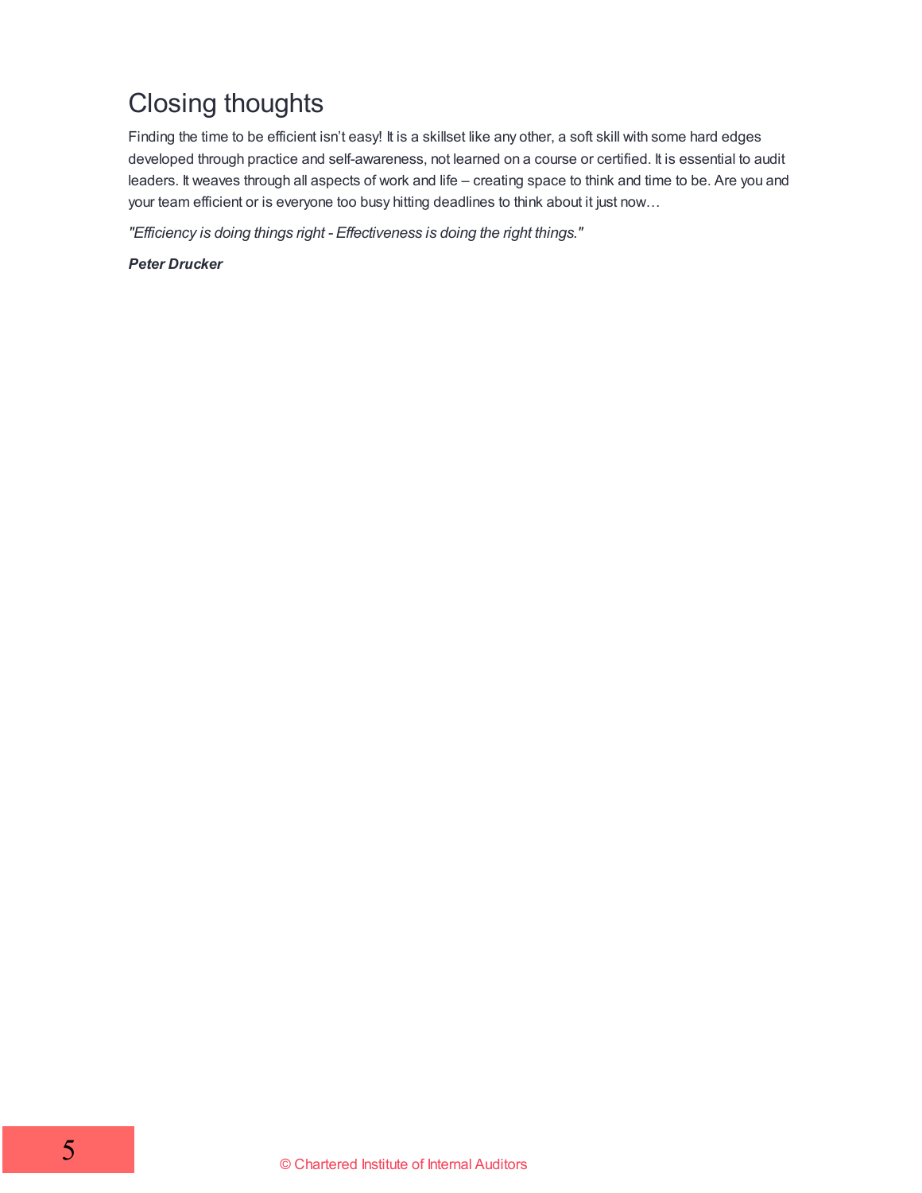## Closing thoughts

Finding the time to be efficient isn't easy! It is a skillset like any other, a soft skill with some hard edges developed through practice and self-awareness, not learned on a course or certified. It is essential to audit leaders. It weaves through all aspects of work and life – creating space to think and time to be. Are you and your team efficient or is everyone too busy hitting deadlines to think about it just now…

*"Efficiency is doing things right - Effectiveness is doing the right things."*

***Peter Drucker***